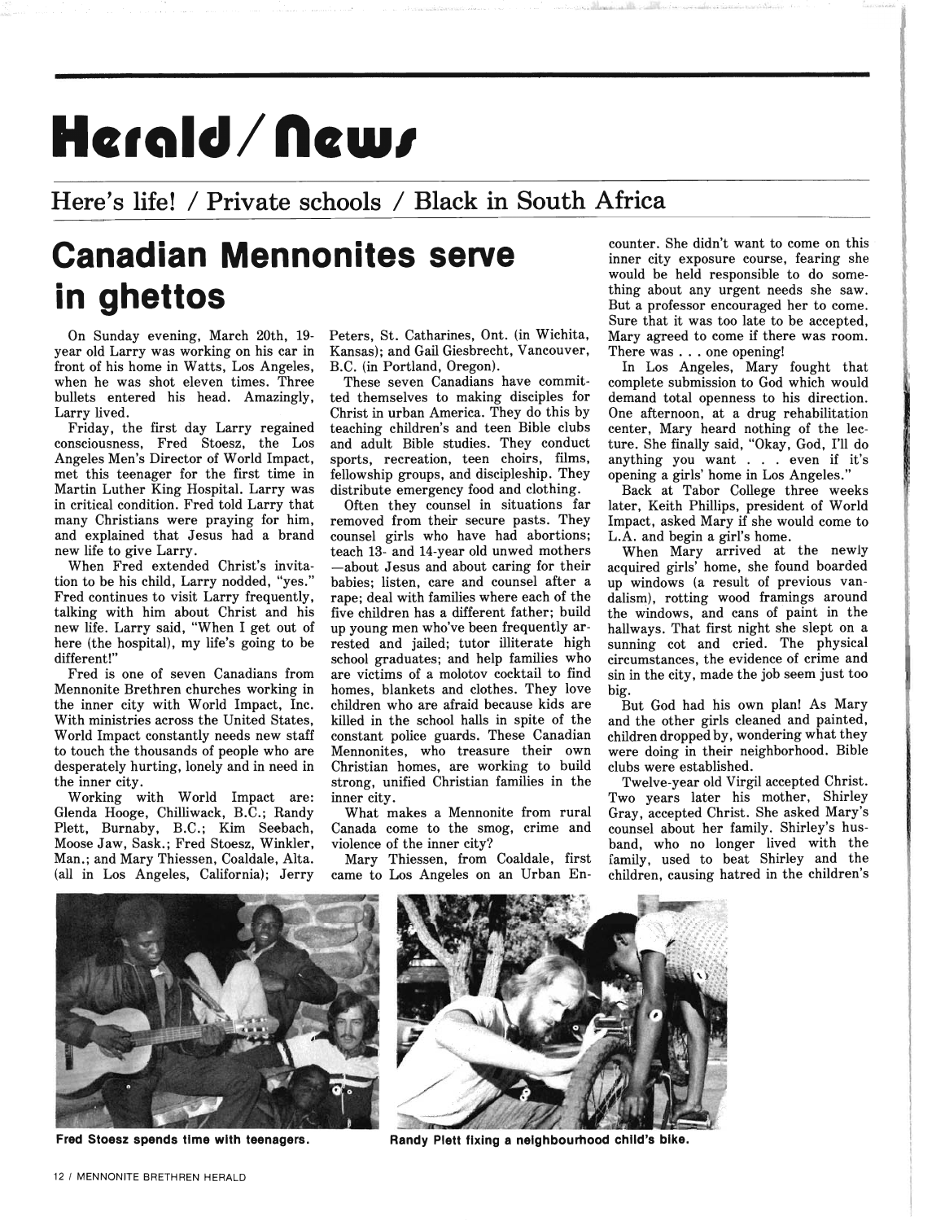# Herald/News

## Here's life! / Private schools / Black in South Africa

## Canadian Mennonites serve in ghettos

On Sunday evening, March 20th, 19-year old Larry was working on his car in front of his home in Watts, Los Angeles, when he was shot eleven times. Three bullets entered his head. Amazingly, Larry lived.

Friday, the first day Larry regained consciousness, Fred Stoesz, the Los Angeles Men's Director of World Impact, met this teenager for the first time in Martin Luther King Hospital. Larry was in critical condition. Fred told Larry that many Christians were praying for him, and explained that Jesus had a brand new life to give Larry.

When Fred extended Christ's invitation to be his child, Larry nodded, "yes." Fred continues to visit Larry frequently, talking with him about Christ and his new life. Larry said, "When I get out of here (the hospital), my life's going to be different!"

Fred is one of seven Canadians from Mennonite Brethren churches working in the inner city with World Impact, Inc. With ministries across the United States, World Impact constantly needs new staff to touch the thousands of people who are desperately hurting, lonely and in need in the inner city.

Working with World Impact are: Glenda Hooge, Chilliwack, B.C.; Randy Plett, Burnaby, B.C.; Kim Seebach, Moose Jaw, Sask.; Fred Stoesz, Winkler, Man.; and Mary Thiessen, Coaldale, Alta. (all in Los Angeles, California); Jerry Peters, St. Catharines, Ont. (in Wichita, Kansas); and Gail Giesbrecht, Vancouver, B.C. (in Portland, Oregon).

These seven Canadians have committed themselves to making disciples for Christ in urban America. They do this by teaching children's and teen Bible clubs and adult Bible studies. They conduct sports, recreation, teen choirs, films, fellowship groups, and discipleship. They distribute emergency food and clothing.

Often they counsel in situations far removed from their secure pasts. They counsel girls who have had abortions; teach 13- and 14-year old unwed mothers —about Jesus and about caring for their babies; listen, care and counsel after a rape; deal with families where each of the five children has a different father; build up young men who've been frequently arrested and jailed; tutor illiterate high school graduates; and help families who are victims of a molotov cocktail to find homes, blankets and clothes. They love children who are afraid because kids are killed in the school halls in spite of the constant police guards. These Canadian Mennonites, who treasure their own Christian homes, are working to build strong, unified Christian families in the inner city.

What makes a Mennonite from rural Canada come to the smog, crime and violence of the inner city?

Mary Thiessen, from Coaldale, first came to Los Angeles on an Urban Encounter. She didn't want to come on this inner city exposure course, fearing she would be held responsible to do something about any urgent needs she saw. But a professor encouraged her to come. Sure that it was too late to be accepted, Mary agreed to come if there was room. There was . . . one opening!

In Los Angeles, Mary fought that complete submission to God which would demand total openness to his direction. One afternoon, at a drug rehabilitation center, Mary heard nothing of the lecture. She finally said, "Okay, God, I'll do anything you want . . . even if it's opening a girls' home in Los Angeles."

Back at Tabor College three weeks later, Keith Phillips, president of World Impact, asked Mary if she would come to L.A. and begin a girl's home.

When Mary arrived at the newly acquired girls' home, she found boarded up windows (a result of previous vandalism), rotting wood framings around the windows, and cans of paint in the hallways. That first night she slept on a sunning cot and cried. The physical circumstances, the evidence of crime and sin in the city, made the job seem just too big.

But God had his own plan! As Mary and the other girls cleaned and painted, children dropped by, wondering what they were doing in their neighborhood. Bible clubs were established.

Twelve-year old Virgil accepted Christ. Two years later his mother, Shirley Gray, accepted Christ. She asked Mary's counsel about her family. Shirley's husband, who no longer lived with the family, used to beat Shirley and the children, causing hatred in the children's

**Fred Stoesz spends time with teenagers.**

**Randy Plett fixing a neighbourhood child's bike.**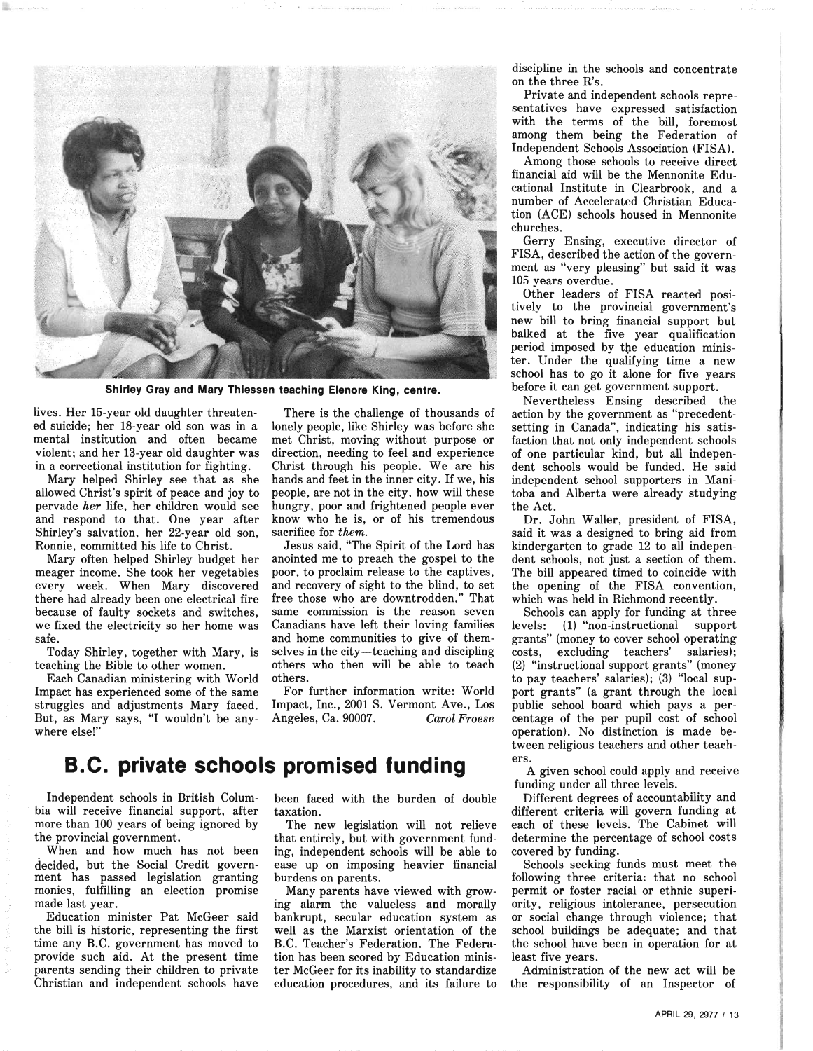Shirley Gray and Mary Thiessen teaching Elenore King, centre.

lives. Her 15-year old daughter threatened suicide; her 18-year old son was in a mental institution and often became violent; and her 13-year old daughter was in a correctional institution for fighting.

Mary helped Shirley see that as she allowed Christ's spirit of peace and joy to pervade *her* life, her children would see and respond to that. One year after Shirley's salvation, her 22-year old son, Ronnie, committed his life to Christ.

Mary often helped Shirley budget her meager income. She took her vegetables every week. When Mary discovered there had already been one electrical fire because of faulty sockets and switches, we fixed the electricity so her home was safe.

Today Shirley, together with Mary, is teaching the Bible to other women.

Each Canadian ministering with World Impact has experienced some of the same struggles and adjustments Mary faced. But, as Mary says, "I wouldn't be anywhere else!"

There is the challenge of thousands of lonely people, like Shirley was before she met Christ, moving without purpose or direction, needing to feel and experience Christ through his people. We are his hands and feet in the inner city. If we, his people, are not in the city, how will these hungry, poor and frightened people ever know who he is, or of his tremendous sacrifice for *them*.

Jesus said, "The Spirit of the Lord has anointed me to preach the gospel to the poor, to proclaim release to the captives, and recovery of sight to the blind, to set free those who are downtrodden." That same commission is the reason seven Canadians have left their loving families and home communities to give of themselves in the city—teaching and discipling others who then will be able to teach others.

For further information write: World Impact, Inc., 2001 S. Vermont Ave., Los Angeles, Ca. 90007. *Carol Froese*

## B.C. private schools promised funding

Independent schools in British Columbia will receive financial support, after more than 100 years of being ignored by the provincial government.

When and how much has not been decided, but the Social Credit government has passed legislation granting monies, fulfilling an election promise made last year.

Education minister Pat McGeer said the bill is historic, representing the first time any B.C. government has moved to provide such aid. At the present time parents sending their children to private Christian and independent schools have been faced with the burden of double taxation.

The new legislation will not relieve that entirely, but with government funding, independent schools will be able to ease up on imposing heavier financial burdens on parents.

Many parents have viewed with growing alarm the valueless and morally bankrupt, secular education system as well as the Marxist orientation of the B.C. Teacher's Federation. The Federation has been scored by Education minister McGeer for its inability to standardize education procedures, and its failure to discipline in the schools and concentrate on the three R's.

Private and independent schools representatives have expressed satisfaction with the terms of the bill, foremost among them being the Federation of Independent Schools Association (FISA).

Among those schools to receive direct financial aid will be the Mennonite Educational Institute in Clearbrook, and a number of Accelerated Christian Education (ACE) schools housed in Mennonite churches.

Gerry Ensing, executive director of FISA, described the action of the government as "very pleasing" but said it was 105 years overdue.

Other leaders of FISA reacted positively to the provincial government's new bill to bring financial support but balked at the five year qualification period imposed by the education minister. Under the qualifying time a new school has to go it alone for five years before it can get government support.

Nevertheless Ensing described the action by the government as "precedent-setting in Canada", indicating his satisfaction that not only independent schools of one particular kind, but all independent schools would be funded. He said independent school supporters in Manitoba and Alberta were already studying the Act.

Dr. John Waller, president of FISA, said it was a designed to bring aid from kindergarten to grade 12 to all independent schools, not just a section of them. The bill appeared timed to coincide with the opening of the FISA convention, which was held in Richmond recently.

Schools can apply for funding at three levels: (1) "non-instructional support grants" (money to cover school operating costs, excluding teachers' salaries); (2) "instructional support grants" (money to pay teachers' salaries); (3) "local support grants" (a grant through the local public school board which pays a percentage of the per pupil cost of school operation). No distinction is made between religious teachers and other teachers.

A given school could apply and receive funding under all three levels.

Different degrees of accountability and different criteria will govern funding at each of these levels. The Cabinet will determine the percentage of school costs covered by funding.

Schools seeking funds must meet the following three criteria: that no school permit or foster racial or ethnic superiority, religious intolerance, persecution or social change through violence; that school buildings be adequate; and that the school have been in operation for at least five years.

Administration of the new act will be the responsibility of an Inspector of